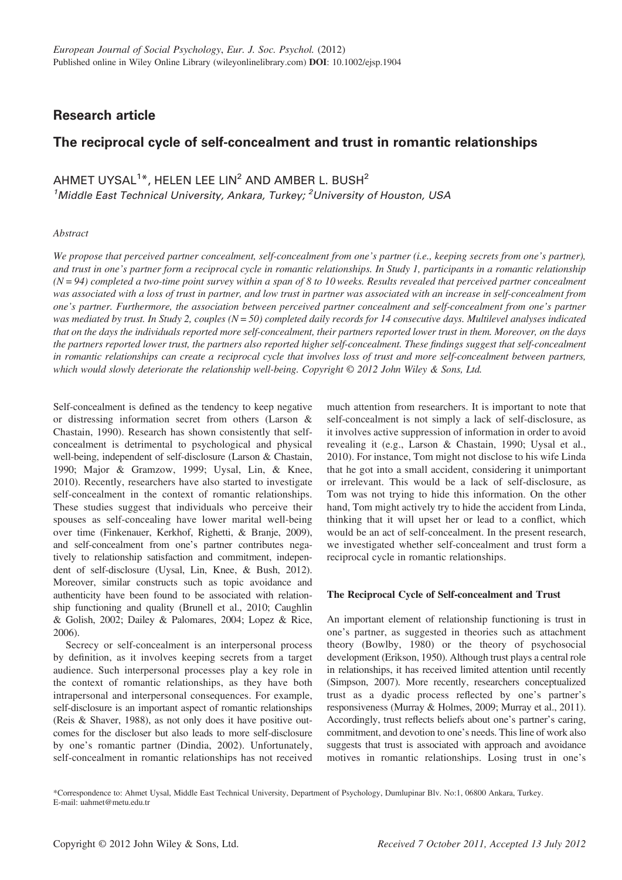European Journal of Social Psychology, Eur. J. Soc. Psychol. (2012)
Published online in Wiley Online Library (wileyonlinelibrary.com) **DOI**: 10.1002/ejsp.1904

**Research article**

# The reciprocal cycle of self-concealment and trust in romantic relationships

AHMET UYSAL[1]*, HELEN LEE LIN[2] AND AMBER L. BUSH[2]

[1]*Middle East Technical University, Ankara, Turkey;* [2]*University of Houston, USA*

*Abstract*

*We propose that perceived partner concealment, self-concealment from one's partner (i.e., keeping secrets from one's partner), and trust in one's partner form a reciprocal cycle in romantic relationships. In Study 1, participants in a romantic relationship (N = 94) completed a two-time point survey within a span of 8 to 10 weeks. Results revealed that perceived partner concealment was associated with a loss of trust in partner, and low trust in partner was associated with an increase in self-concealment from one's partner. Furthermore, the association between perceived partner concealment and self-concealment from one's partner was mediated by trust. In Study 2, couples (N = 50) completed daily records for 14 consecutive days. Multilevel analyses indicated that on the days the individuals reported more self-concealment, their partners reported lower trust in them. Moreover, on the days the partners reported lower trust, the partners also reported higher self-concealment. These findings suggest that self-concealment in romantic relationships can create a reciprocal cycle that involves loss of trust and more self-concealment between partners, which would slowly deteriorate the relationship well-being. Copyright © 2012 John Wiley & Sons, Ltd.*

Self-concealment is defined as the tendency to keep negative or distressing information secret from others (Larson & Chastain, 1990). Research has shown consistently that self-concealment is detrimental to psychological and physical well-being, independent of self-disclosure (Larson & Chastain, 1990; Major & Gramzow, 1999; Uysal, Lin, & Knee, 2010). Recently, researchers have also started to investigate self-concealment in the context of romantic relationships. These studies suggest that individuals who perceive their spouses as self-concealing have lower marital well-being over time (Finkenauer, Kerkhof, Righetti, & Branje, 2009), and self-concealment from one's partner contributes negatively to relationship satisfaction and commitment, independent of self-disclosure (Uysal, Lin, Knee, & Bush, 2012). Moreover, similar constructs such as topic avoidance and authenticity have been found to be associated with relationship functioning and quality (Brunell et al., 2010; Caughlin & Golish, 2002; Dailey & Palomares, 2004; Lopez & Rice, 2006).

Secrecy or self-concealment is an interpersonal process by definition, as it involves keeping secrets from a target audience. Such interpersonal processes play a key role in the context of romantic relationships, as they have both intrapersonal and interpersonal consequences. For example, self-disclosure is an important aspect of romantic relationships (Reis & Shaver, 1988), as not only does it have positive outcomes for the discloser but also leads to more self-disclosure by one's romantic partner (Dindia, 2002). Unfortunately, self-concealment in romantic relationships has not received much attention from researchers. It is important to note that self-concealment is not simply a lack of self-disclosure, as it involves active suppression of information in order to avoid revealing it (e.g., Larson & Chastain, 1990; Uysal et al., 2010). For instance, Tom might not disclose to his wife Linda that he got into a small accident, considering it unimportant or irrelevant. This would be a lack of self-disclosure, as Tom was not trying to hide this information. On the other hand, Tom might actively try to hide the accident from Linda, thinking that it will upset her or lead to a conflict, which would be an act of self-concealment. In the present research, we investigated whether self-concealment and trust form a reciprocal cycle in romantic relationships.

### The Reciprocal Cycle of Self-concealment and Trust

An important element of relationship functioning is trust in one's partner, as suggested in theories such as attachment theory (Bowlby, 1980) or the theory of psychosocial development (Erikson, 1950). Although trust plays a central role in relationships, it has received limited attention until recently (Simpson, 2007). More recently, researchers conceptualized trust as a dyadic process reflected by one's partner's responsiveness (Murray & Holmes, 2009; Murray et al., 2011). Accordingly, trust reflects beliefs about one's partner's caring, commitment, and devotion to one's needs. This line of work also suggests that trust is associated with approach and avoidance motives in romantic relationships. Losing trust in one's

*Correspondence to: Ahmet Uysal, Middle East Technical University, Department of Psychology, Dumlupinar Blv. No:1, 06800 Ankara, Turkey.
E-mail: uahmet@metu.edu.tr

Copyright © 2012 John Wiley & Sons, Ltd. *Received 7 October 2011, Accepted 13 July 2012*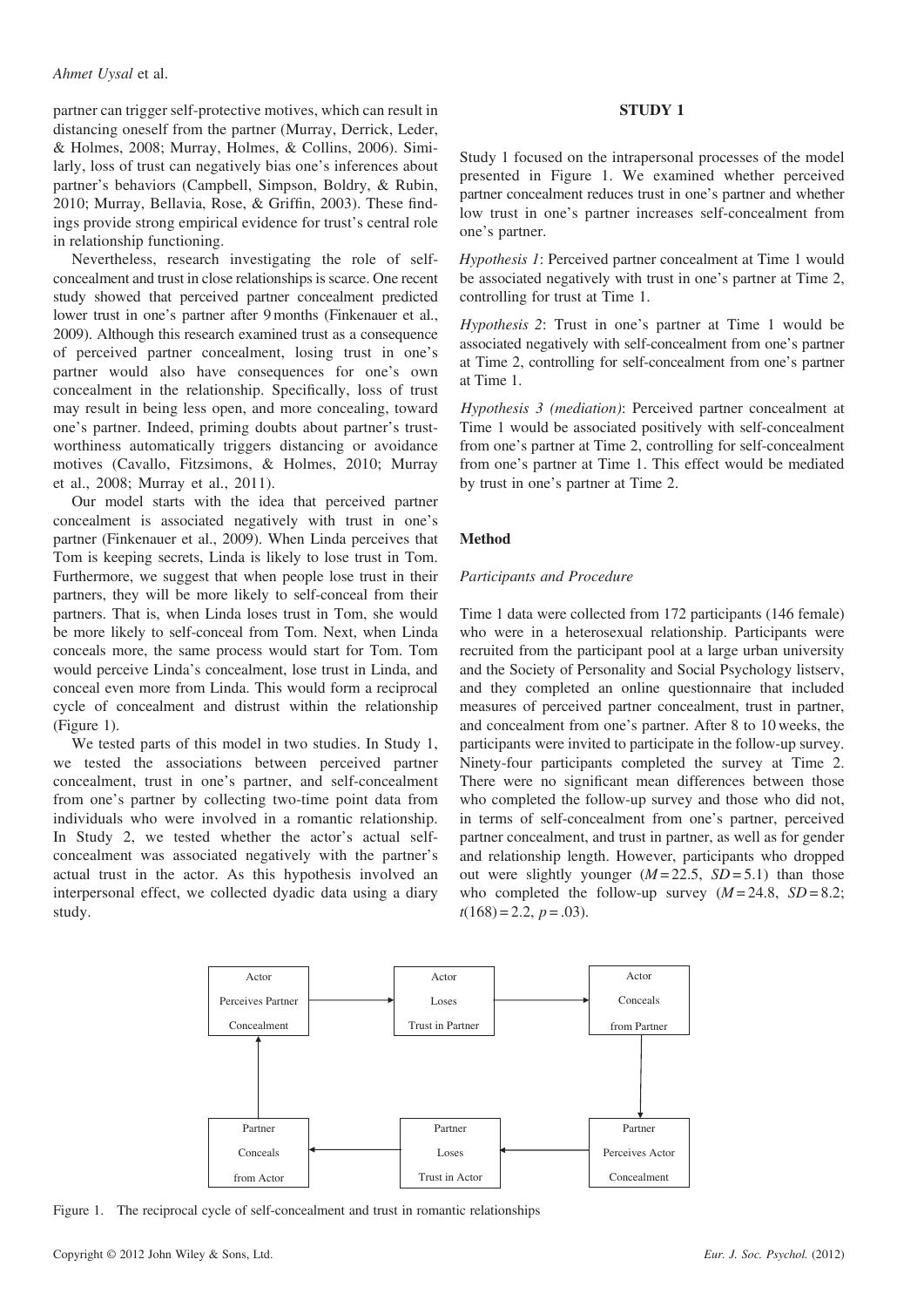partner can trigger self-protective motives, which can result in distancing oneself from the partner (Murray, Derrick, Leder, & Holmes, 2008; Murray, Holmes, & Collins, 2006). Similarly, loss of trust can negatively bias one's inferences about partner's behaviors (Campbell, Simpson, Boldry, & Rubin, 2010; Murray, Bellavia, Rose, & Griffin, 2003). These findings provide strong empirical evidence for trust's central role in relationship functioning.

Nevertheless, research investigating the role of self-concealment and trust in close relationships is scarce. One recent study showed that perceived partner concealment predicted lower trust in one's partner after 9 months (Finkenauer et al., 2009). Although this research examined trust as a consequence of perceived partner concealment, losing trust in one's partner would also have consequences for one's own concealment in the relationship. Specifically, loss of trust may result in being less open, and more concealing, toward one's partner. Indeed, priming doubts about partner's trustworthiness automatically triggers distancing or avoidance motives (Cavallo, Fitzsimons, & Holmes, 2010; Murray et al., 2008; Murray et al., 2011).

Our model starts with the idea that perceived partner concealment is associated negatively with trust in one's partner (Finkenauer et al., 2009). When Linda perceives that Tom is keeping secrets, Linda is likely to lose trust in Tom. Furthermore, we suggest that when people lose trust in their partners, they will be more likely to self-conceal from their partners. That is, when Linda loses trust in Tom, she would be more likely to self-conceal from Tom. Next, when Linda conceals more, the same process would start for Tom. Tom would perceive Linda's concealment, lose trust in Linda, and conceal even more from Linda. This would form a reciprocal cycle of concealment and distrust within the relationship (Figure 1).

We tested parts of this model in two studies. In Study 1, we tested the associations between perceived partner concealment, trust in one's partner, and self-concealment from one's partner by collecting two-time point data from individuals who were involved in a romantic relationship. In Study 2, we tested whether the actor's actual self-concealment was associated negatively with the partner's actual trust in the actor. As this hypothesis involved an interpersonal effect, we collected dyadic data using a diary study.

## STUDY 1

Study 1 focused on the intrapersonal processes of the model presented in Figure 1. We examined whether perceived partner concealment reduces trust in one's partner and whether low trust in one's partner increases self-concealment from one's partner.

*Hypothesis 1*: Perceived partner concealment at Time 1 would be associated negatively with trust in one's partner at Time 2, controlling for trust at Time 1.

*Hypothesis 2*: Trust in one's partner at Time 1 would be associated negatively with self-concealment from one's partner at Time 2, controlling for self-concealment from one's partner at Time 1.

*Hypothesis 3 (mediation)*: Perceived partner concealment at Time 1 would be associated positively with self-concealment from one's partner at Time 2, controlling for self-concealment from one's partner at Time 1. This effect would be mediated by trust in one's partner at Time 2.

### Method

#### *Participants and Procedure*

Time 1 data were collected from 172 participants (146 female) who were in a heterosexual relationship. Participants were recruited from the participant pool at a large urban university and the Society of Personality and Social Psychology listserv, and they completed an online questionnaire that included measures of perceived partner concealment, trust in partner, and concealment from one's partner. After 8 to 10 weeks, the participants were invited to participate in the follow-up survey. Ninety-four participants completed the survey at Time 2. There were no significant mean differences between those who completed the follow-up survey and those who did not, in terms of self-concealment from one's partner, perceived partner concealment, and trust in partner, as well as for gender and relationship length. However, participants who dropped out were slightly younger ($M = 22.5$, $SD = 5.1$) than those who completed the follow-up survey ($M = 24.8$, $SD = 8.2$; $t(168) = 2.2$, $p = .03$).

Actor Perceives Partner Concealment → Actor Loses Trust in Partner → Actor Conceals from Partner → Partner Perceives Actor Concealment → Partner Loses Trust in Actor → Partner Conceals from Actor → Actor Perceives Partner Concealment

Figure 1. The reciprocal cycle of self-concealment and trust in romantic relationships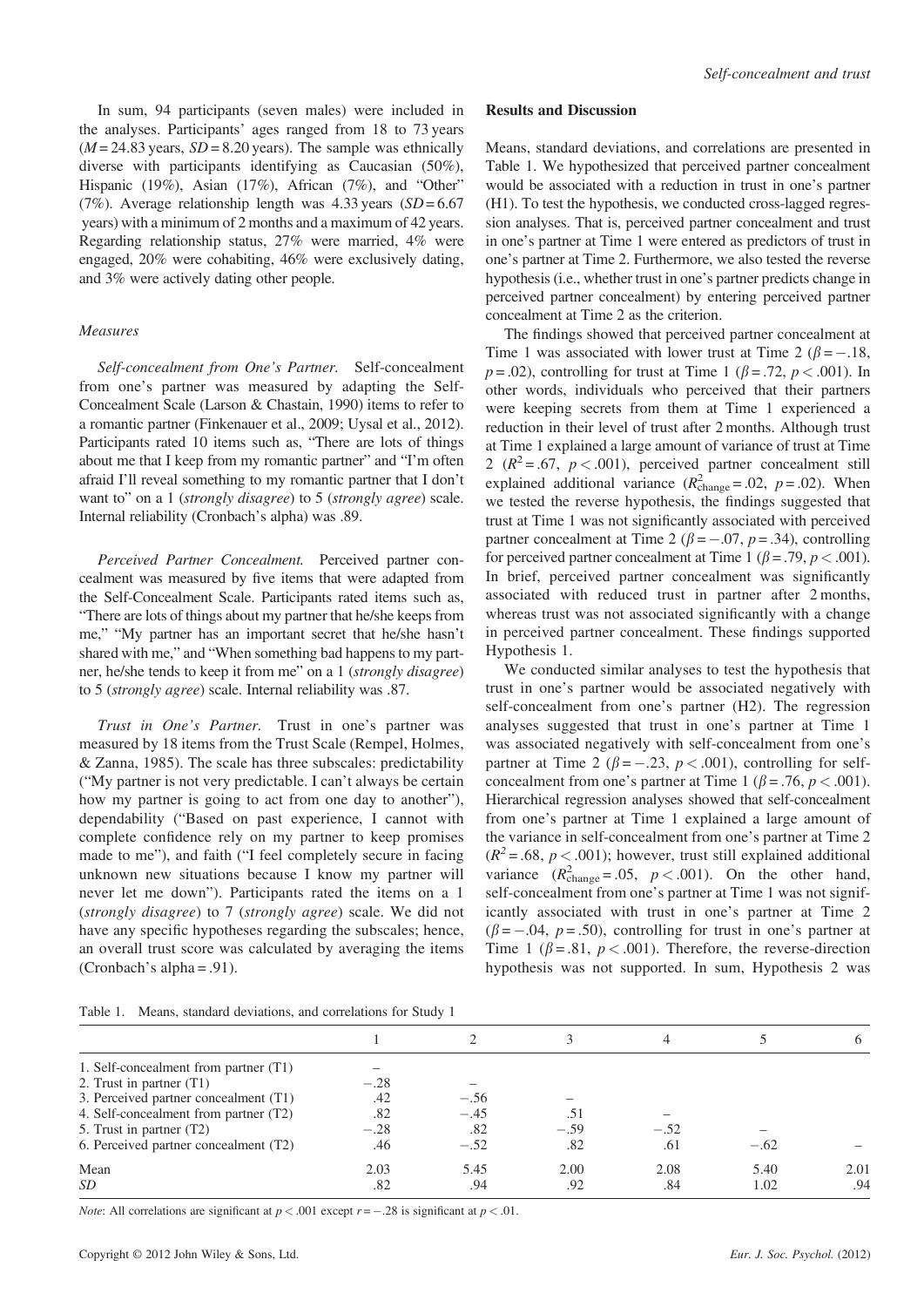In sum, 94 participants (seven males) were included in the analyses. Participants' ages ranged from 18 to 73 years ($M$ = 24.83 years, $SD$ = 8.20 years). The sample was ethnically diverse with participants identifying as Caucasian (50%), Hispanic (19%), Asian (17%), African (7%), and "Other" (7%). Average relationship length was 4.33 years ($SD$ = 6.67 years) with a minimum of 2 months and a maximum of 42 years. Regarding relationship status, 27% were married, 4% were engaged, 20% were cohabiting, 46% were exclusively dating, and 3% were actively dating other people.

### *Measures*

*Self-concealment from One's Partner.* Self-concealment from one's partner was measured by adapting the Self-Concealment Scale (Larson & Chastain, 1990) items to refer to a romantic partner (Finkenauer et al., 2009; Uysal et al., 2012). Participants rated 10 items such as, "There are lots of things about me that I keep from my romantic partner" and "I'm often afraid I'll reveal something to my romantic partner that I don't want to" on a 1 (*strongly disagree*) to 5 (*strongly agree*) scale. Internal reliability (Cronbach's alpha) was .89.

*Perceived Partner Concealment.* Perceived partner concealment was measured by five items that were adapted from the Self-Concealment Scale. Participants rated items such as, "There are lots of things about my partner that he/she keeps from me," "My partner has an important secret that he/she hasn't shared with me," and "When something bad happens to my partner, he/she tends to keep it from me" on a 1 (*strongly disagree*) to 5 (*strongly agree*) scale. Internal reliability was .87.

*Trust in One's Partner.* Trust in one's partner was measured by 18 items from the Trust Scale (Rempel, Holmes, & Zanna, 1985). The scale has three subscales: predictability ("My partner is not very predictable. I can't always be certain how my partner is going to act from one day to another"), dependability ("Based on past experience, I cannot with complete confidence rely on my partner to keep promises made to me"), and faith ("I feel completely secure in facing unknown new situations because I know my partner will never let me down"). Participants rated the items on a 1 (*strongly disagree*) to 7 (*strongly agree*) scale. We did not have any specific hypotheses regarding the subscales; hence, an overall trust score was calculated by averaging the items (Cronbach's alpha = .91).

## Results and Discussion

Means, standard deviations, and correlations are presented in Table 1. We hypothesized that perceived partner concealment would be associated with a reduction in trust in one's partner (H1). To test the hypothesis, we conducted cross-lagged regression analyses. That is, perceived partner concealment and trust in one's partner at Time 1 were entered as predictors of trust in one's partner at Time 2. Furthermore, we also tested the reverse hypothesis (i.e., whether trust in one's partner predicts change in perceived partner concealment) by entering perceived partner concealment at Time 2 as the criterion.

The findings showed that perceived partner concealment at Time 1 was associated with lower trust at Time 2 ($\beta = -.18$, $p = .02$), controlling for trust at Time 1 ($\beta = .72$, $p < .001$). In other words, individuals who perceived that their partners were keeping secrets from them at Time 1 experienced a reduction in their level of trust after 2 months. Although trust at Time 1 explained a large amount of variance of trust at Time 2 ($R^2 = .67$, $p < .001$), perceived partner concealment still explained additional variance ($R^2_{\text{change}} = .02$, $p = .02$). When we tested the reverse hypothesis, the findings suggested that trust at Time 1 was not significantly associated with perceived partner concealment at Time 2 ($\beta = -.07$, $p = .34$), controlling for perceived partner concealment at Time 1 ($\beta = .79$, $p < .001$). In brief, perceived partner concealment was significantly associated with reduced trust in partner after 2 months, whereas trust was not associated significantly with a change in perceived partner concealment. These findings supported Hypothesis 1.

We conducted similar analyses to test the hypothesis that trust in one's partner would be associated negatively with self-concealment from one's partner (H2). The regression analyses suggested that trust in one's partner at Time 1 was associated negatively with self-concealment from one's partner at Time 2 ($\beta = -.23$, $p < .001$), controlling for self-concealment from one's partner at Time 1 ($\beta = .76$, $p < .001$). Hierarchical regression analyses showed that self-concealment from one's partner at Time 1 explained a large amount of the variance in self-concealment from one's partner at Time 2 ($R^2 = .68$, $p < .001$); however, trust still explained additional variance ($R^2_{\text{change}} = .05$, $p < .001$). On the other hand, self-concealment from one's partner at Time 1 was not significantly associated with trust in one's partner at Time 2 ($\beta = -.04$, $p = .50$), controlling for trust in one's partner at Time 1 ($\beta = .81$, $p < .001$). Therefore, the reverse-direction hypothesis was not supported. In sum, Hypothesis 2 was

Table 1. Means, standard deviations, and correlations for Study 1

| | 1 | 2 | 3 | 4 | 5 | 6 |
|---|---|---|---|---|---|---|
| 1. Self-concealment from partner (T1) | – | | | | | |
| 2. Trust in partner (T1) | −.28 | – | | | | |
| 3. Perceived partner concealment (T1) | .42 | −.56 | – | | | |
| 4. Self-concealment from partner (T2) | .82 | −.45 | .51 | – | | |
| 5. Trust in partner (T2) | −.28 | .82 | −.59 | −.52 | – | |
| 6. Perceived partner concealment (T2) | .46 | −.52 | .82 | .61 | −.62 | – |
| Mean | 2.03 | 5.45 | 2.00 | 2.08 | 5.40 | 2.01 |
| *SD* | .82 | .94 | .92 | .84 | 1.02 | .94 |

*Note*: All correlations are significant at $p < .001$ except $r = -.28$ is significant at $p < .01$.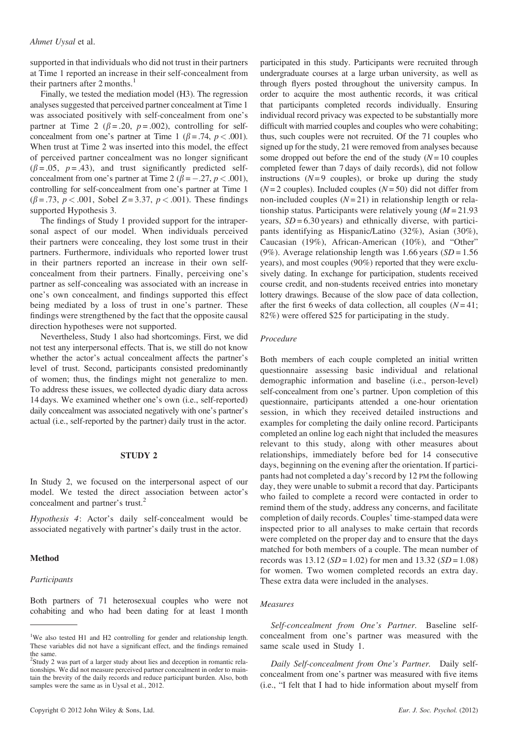supported in that individuals who did not trust in their partners at Time 1 reported an increase in their self-concealment from their partners after 2 months.[1]

Finally, we tested the mediation model (H3). The regression analyses suggested that perceived partner concealment at Time 1 was associated positively with self-concealment from one's partner at Time 2 ($\beta = .20$, $p = .002$), controlling for self-concealment from one's partner at Time 1 ($\beta = .74$, $p < .001$). When trust at Time 2 was inserted into this model, the effect of perceived partner concealment was no longer significant ($\beta = .05$, $p = .43$), and trust significantly predicted self-concealment from one's partner at Time 2 ($\beta = -.27$, $p < .001$), controlling for self-concealment from one's partner at Time 1 ($\beta = .73$, $p < .001$, Sobel $Z = 3.37$, $p < .001$). These findings supported Hypothesis 3.

The findings of Study 1 provided support for the intrapersonal aspect of our model. When individuals perceived their partners were concealing, they lost some trust in their partners. Furthermore, individuals who reported lower trust in their partners reported an increase in their own self-concealment from their partners. Finally, perceiving one's partner as self-concealing was associated with an increase in one's own concealment, and findings supported this effect being mediated by a loss of trust in one's partner. These findings were strengthened by the fact that the opposite causal direction hypotheses were not supported.

Nevertheless, Study 1 also had shortcomings. First, we did not test any interpersonal effects. That is, we still do not know whether the actor's actual concealment affects the partner's level of trust. Second, participants consisted predominantly of women; thus, the findings might not generalize to men. To address these issues, we collected dyadic diary data across 14 days. We examined whether one's own (i.e., self-reported) daily concealment was associated negatively with one's partner's actual (i.e., self-reported by the partner) daily trust in the actor.

## STUDY 2

In Study 2, we focused on the interpersonal aspect of our model. We tested the direct association between actor's concealment and partner's trust.[2]

*Hypothesis 4*: Actor's daily self-concealment would be associated negatively with partner's daily trust in the actor.

### Method

#### *Participants*

Both partners of 71 heterosexual couples who were not cohabiting and who had been dating for at least 1 month participated in this study. Participants were recruited through undergraduate courses at a large urban university, as well as through flyers posted throughout the university campus. In order to acquire the most authentic records, it was critical that participants completed records individually. Ensuring individual record privacy was expected to be substantially more difficult with married couples and couples who were cohabiting; thus, such couples were not recruited. Of the 71 couples who signed up for the study, 21 were removed from analyses because some dropped out before the end of the study ($N = 10$ couples completed fewer than 7 days of daily records), did not follow instructions ($N = 9$ couples), or broke up during the study ($N = 2$ couples). Included couples ($N = 50$) did not differ from non-included couples ($N = 21$) in relationship length or relationship status. Participants were relatively young ($M = 21.93$ years, $SD = 6.30$ years) and ethnically diverse, with participants identifying as Hispanic/Latino (32%), Asian (30%), Caucasian (19%), African-American (10%), and "Other" (9%). Average relationship length was 1.66 years ($SD = 1.56$ years), and most couples (90%) reported that they were exclusively dating. In exchange for participation, students received course credit, and non-students received entries into monetary lottery drawings. Because of the slow pace of data collection, after the first 6 weeks of data collection, all couples ($N = 41$; 82%) were offered \$25 for participating in the study.

#### *Procedure*

Both members of each couple completed an initial written questionnaire assessing basic individual and relational demographic information and baseline (i.e., person-level) self-concealment from one's partner. Upon completion of this questionnaire, participants attended a one-hour orientation session, in which they received detailed instructions and examples for completing the daily online record. Participants completed an online log each night that included the measures relevant to this study, along with other measures about relationships, immediately before bed for 14 consecutive days, beginning on the evening after the orientation. If participants had not completed a day's record by 12 PM the following day, they were unable to submit a record that day. Participants who failed to complete a record were contacted in order to remind them of the study, address any concerns, and facilitate completion of daily records. Couples' time-stamped data were inspected prior to all analyses to make certain that records were completed on the proper day and to ensure that the days matched for both members of a couple. The mean number of records was 13.12 ($SD = 1.02$) for men and 13.32 ($SD = 1.08$) for women. Two women completed records an extra day. These extra data were included in the analyses.

#### *Measures*

*Self-concealment from One's Partner.* Baseline self-concealment from one's partner was measured with the same scale used in Study 1.

*Daily Self-concealment from One's Partner.* Daily self-concealment from one's partner was measured with five items (i.e., "I felt that I had to hide information about myself from

---

[1] We also tested H1 and H2 controlling for gender and relationship length. These variables did not have a significant effect, and the findings remained the same.

[2] Study 2 was part of a larger study about lies and deception in romantic relationships. We did not measure perceived partner concealment in order to maintain the brevity of the daily records and reduce participant burden. Also, both samples were the same as in Uysal et al., 2012.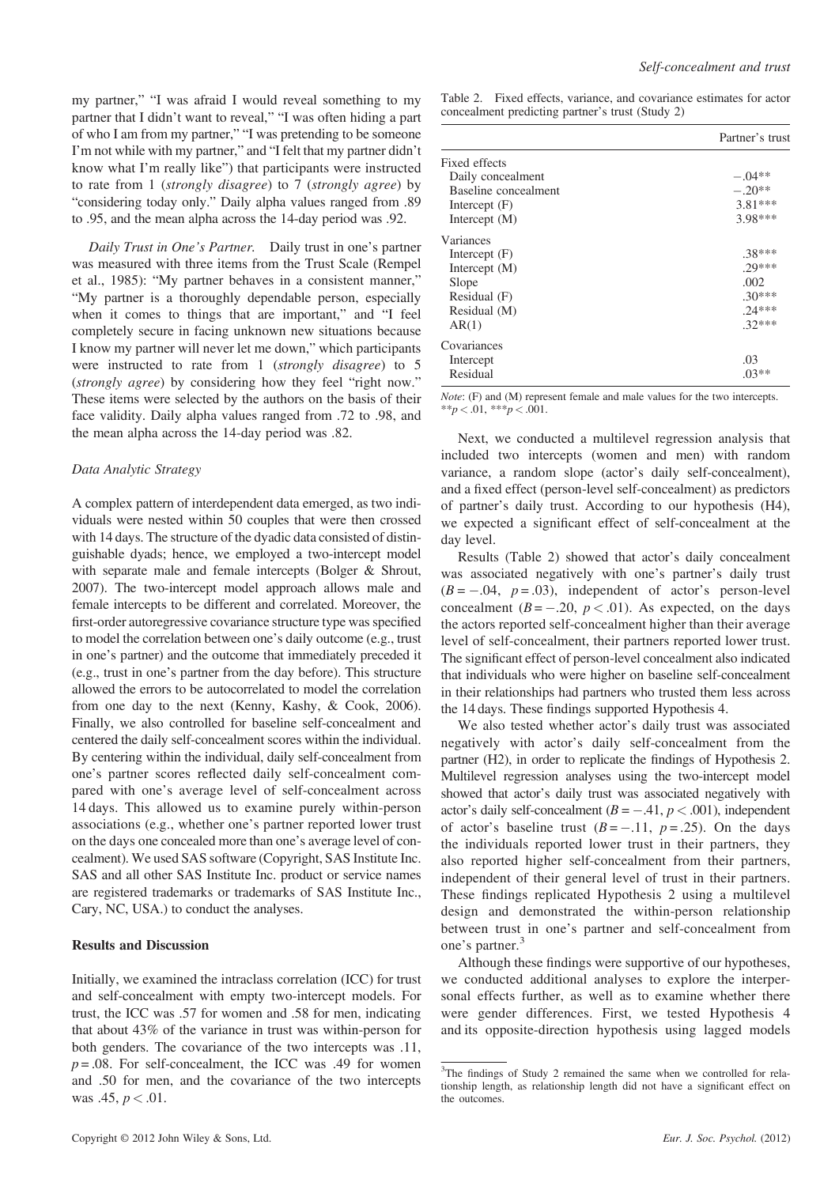my partner," "I was afraid I would reveal something to my partner that I didn't want to reveal," "I was often hiding a part of who I am from my partner," "I was pretending to be someone I'm not while with my partner," and "I felt that my partner didn't know what I'm really like") that participants were instructed to rate from 1 (*strongly disagree*) to 7 (*strongly agree*) by "considering today only." Daily alpha values ranged from .89 to .95, and the mean alpha across the 14-day period was .92.

*Daily Trust in One's Partner.* Daily trust in one's partner was measured with three items from the Trust Scale (Rempel et al., 1985): "My partner behaves in a consistent manner," "My partner is a thoroughly dependable person, especially when it comes to things that are important," and "I feel completely secure in facing unknown new situations because I know my partner will never let me down," which participants were instructed to rate from 1 (*strongly disagree*) to 5 (*strongly agree*) by considering how they feel "right now." These items were selected by the authors on the basis of their face validity. Daily alpha values ranged from .72 to .98, and the mean alpha across the 14-day period was .82.

### *Data Analytic Strategy*

A complex pattern of interdependent data emerged, as two individuals were nested within 50 couples that were then crossed with 14 days. The structure of the dyadic data consisted of distinguishable dyads; hence, we employed a two-intercept model with separate male and female intercepts (Bolger & Shrout, 2007). The two-intercept model approach allows male and female intercepts to be different and correlated. Moreover, the first-order autoregressive covariance structure type was specified to model the correlation between one's daily outcome (e.g., trust in one's partner) and the outcome that immediately preceded it (e.g., trust in one's partner from the day before). This structure allowed the errors to be autocorrelated to model the correlation from one day to the next (Kenny, Kashy, & Cook, 2006). Finally, we also controlled for baseline self-concealment and centered the daily self-concealment scores within the individual. By centering within the individual, daily self-concealment from one's partner scores reflected daily self-concealment compared with one's average level of self-concealment across 14 days. This allowed us to examine purely within-person associations (e.g., whether one's partner reported lower trust on the days one concealed more than one's average level of concealment). We used SAS software (Copyright, SAS Institute Inc. SAS and all other SAS Institute Inc. product or service names are registered trademarks or trademarks of SAS Institute Inc., Cary, NC, USA.) to conduct the analyses.

### **Results and Discussion**

Initially, we examined the intraclass correlation (ICC) for trust and self-concealment with empty two-intercept models. For trust, the ICC was .57 for women and .58 for men, indicating that about 43% of the variance in trust was within-person for both genders. The covariance of the two intercepts was .11, $p = .08$. For self-concealment, the ICC was .49 for women and .50 for men, and the covariance of the two intercepts was .45, $p < .01$.

Table 2. Fixed effects, variance, and covariance estimates for actor concealment predicting partner's trust (Study 2)

| | Partner's trust |
|---|---|
| Fixed effects | |
| Daily concealment | −.04** |
| Baseline concealment | −.20** |
| Intercept (F) | 3.81*** |
| Intercept (M) | 3.98*** |
| Variances | |
| Intercept (F) | .38*** |
| Intercept (M) | .29*** |
| Slope | .002 |
| Residual (F) | .30*** |
| Residual (M) | .24*** |
| AR(1) | .32*** |
| Covariances | |
| Intercept | .03 |
| Residual | .03** |

*Note*: (F) and (M) represent female and male values for the two intercepts.
$^{**}p < .01$, $^{***}p < .001$.

Next, we conducted a multilevel regression analysis that included two intercepts (women and men) with random variance, a random slope (actor's daily self-concealment), and a fixed effect (person-level self-concealment) as predictors of partner's daily trust. According to our hypothesis (H4), we expected a significant effect of self-concealment at the day level.

Results (Table 2) showed that actor's daily concealment was associated negatively with one's partner's daily trust ($B = -.04$, $p = .03$), independent of actor's person-level concealment ($B = -.20$, $p < .01$). As expected, on the days the actors reported self-concealment higher than their average level of self-concealment, their partners reported lower trust. The significant effect of person-level concealment also indicated that individuals who were higher on baseline self-concealment in their relationships had partners who trusted them less across the 14 days. These findings supported Hypothesis 4.

We also tested whether actor's daily trust was associated negatively with actor's daily self-concealment from the partner (H2), in order to replicate the findings of Hypothesis 2. Multilevel regression analyses using the two-intercept model showed that actor's daily trust was associated negatively with actor's daily self-concealment ($B = -.41$, $p < .001$), independent of actor's baseline trust ($B = -.11$, $p = .25$). On the days the individuals reported lower trust in their partners, they also reported higher self-concealment from their partners, independent of their general level of trust in their partners. These findings replicated Hypothesis 2 using a multilevel design and demonstrated the within-person relationship between trust in one's partner and self-concealment from one's partner.[3]

Although these findings were supportive of our hypotheses, we conducted additional analyses to explore the interpersonal effects further, as well as to examine whether there were gender differences. First, we tested Hypothesis 4 and its opposite-direction hypothesis using lagged models

[3]The findings of Study 2 remained the same when we controlled for relationship length, as relationship length did not have a significant effect on the outcomes.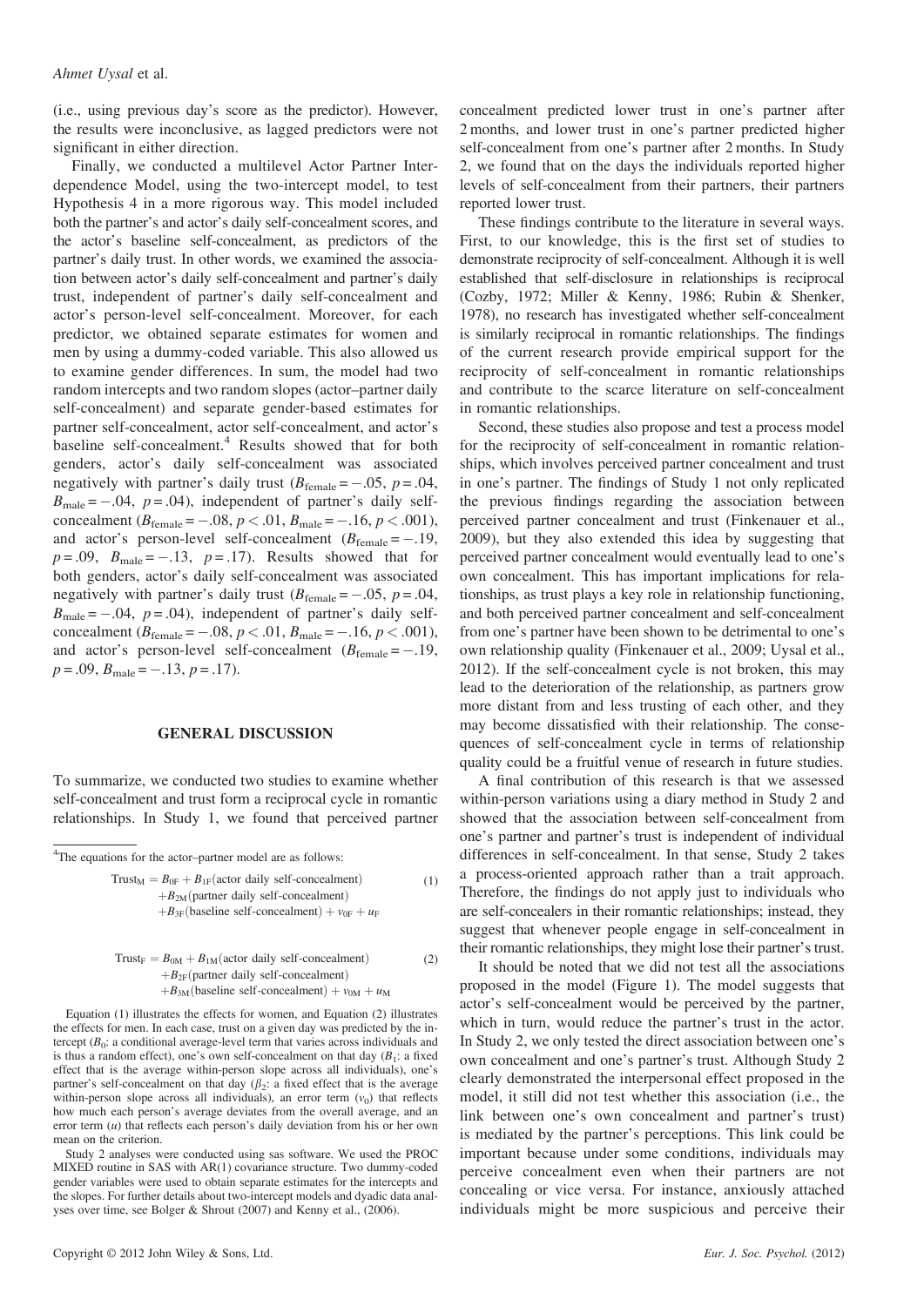(i.e., using previous day's score as the predictor). However, the results were inconclusive, as lagged predictors were not significant in either direction.

Finally, we conducted a multilevel Actor Partner Interdependence Model, using the two-intercept model, to test Hypothesis 4 in a more rigorous way. This model included both the partner's and actor's daily self-concealment scores, and the actor's baseline self-concealment, as predictors of the partner's daily trust. In other words, we examined the association between actor's daily self-concealment and partner's daily trust, independent of partner's daily self-concealment and actor's person-level self-concealment. Moreover, for each predictor, we obtained separate estimates for women and men by using a dummy-coded variable. This also allowed us to examine gender differences. In sum, the model had two random intercepts and two random slopes (actor–partner daily self-concealment) and separate gender-based estimates for partner self-concealment, actor self-concealment, and actor's baseline self-concealment.[4] Results showed that for both genders, actor's daily self-concealment was associated negatively with partner's daily trust ($B_{female} = -.05$, $p = .04$, $B_{male} = -.04$, $p = .04$), independent of partner's daily self-concealment ($B_{female} = -.08$, $p < .01$, $B_{male} = -.16$, $p < .001$), and actor's person-level self-concealment ($B_{female} = -.19$, $p = .09$, $B_{male} = -.13$, $p = .17$). Results showed that for both genders, actor's daily self-concealment was associated negatively with partner's daily trust ($B_{female} = -.05$, $p = .04$, $B_{male} = -.04$, $p = .04$), independent of partner's daily self-concealment ($B_{female} = -.08$, $p < .01$, $B_{male} = -.16$, $p < .001$), and actor's person-level self-concealment ($B_{female} = -.19$, $p = .09$, $B_{male} = -.13$, $p = .17$).

## GENERAL DISCUSSION

To summarize, we conducted two studies to examine whether self-concealment and trust form a reciprocal cycle in romantic relationships. In Study 1, we found that perceived partner concealment predicted lower trust in one's partner after 2 months, and lower trust in one's partner predicted higher self-concealment from one's partner after 2 months. In Study 2, we found that on the days the individuals reported higher levels of self-concealment from their partners, their partners reported lower trust.

These findings contribute to the literature in several ways. First, to our knowledge, this is the first set of studies to demonstrate reciprocity of self-concealment. Although it is well established that self-disclosure in relationships is reciprocal (Cozby, 1972; Miller & Kenny, 1986; Rubin & Shenker, 1978), no research has investigated whether self-concealment is similarly reciprocal in romantic relationships. The findings of the current research provide empirical support for the reciprocity of self-concealment in romantic relationships and contribute to the scarce literature on self-concealment in romantic relationships.

Second, these studies also propose and test a process model for the reciprocity of self-concealment in romantic relationships, which involves perceived partner concealment and trust in one's partner. The findings of Study 1 not only replicated the previous findings regarding the association between perceived partner concealment and trust (Finkenauer et al., 2009), but they also extended this idea by suggesting that perceived partner concealment would eventually lead to one's own concealment. This has important implications for relationships, as trust plays a key role in relationship functioning, and both perceived partner concealment and self-concealment from one's partner have been shown to be detrimental to one's own relationship quality (Finkenauer et al., 2009; Uysal et al., 2012). If the self-concealment cycle is not broken, this may lead to the deterioration of the relationship, as partners grow more distant from and less trusting of each other, and they may become dissatisfied with their relationship. The consequences of self-concealment cycle in terms of relationship quality could be a fruitful venue of research in future studies.

A final contribution of this research is that we assessed within-person variations using a diary method in Study 2 and showed that the association between self-concealment from one's partner and partner's trust is independent of individual differences in self-concealment. In that sense, Study 2 takes a process-oriented approach rather than a trait approach. Therefore, the findings do not apply just to individuals who are self-concealers in their romantic relationships; instead, they suggest that whenever people engage in self-concealment in their romantic relationships, they might lose their partner's trust.

It should be noted that we did not test all the associations proposed in the model (Figure 1). The model suggests that actor's self-concealment would be perceived by the partner, which in turn, would reduce the partner's trust in the actor. In Study 2, we only tested the direct association between one's own concealment and one's partner's trust. Although Study 2 clearly demonstrated the interpersonal effect proposed in the model, it still did not test whether this association (i.e., the link between one's own concealment and partner's trust) is mediated by the partner's perceptions. This link could be important because under some conditions, individuals may perceive concealment even when their partners are not concealing or vice versa. For instance, anxiously attached individuals might be more suspicious and perceive their

---

[4]The equations for the actor–partner model are as follows:

$$\begin{aligned}\text{Trust}_M = {} & B_{0F} + B_{1F}(\text{actor daily self-concealment}) \\ & + B_{2M}(\text{partner daily self-concealment}) \\ & + B_{3F}(\text{baseline self-concealment}) + v_{0F} + u_F\end{aligned} \quad (1)$$

$$\begin{aligned}\text{Trust}_F = {} & B_{0M} + B_{1M}(\text{actor daily self-concealment}) \\ & + B_{2F}(\text{partner daily self-concealment}) \\ & + B_{3M}(\text{baseline self-concealment}) + v_{0M} + u_M\end{aligned} \quad (2)$$

Equation (1) illustrates the effects for women, and Equation (2) illustrates the effects for men. In each case, trust on a given day was predicted by the intercept ($B_0$: a conditional average-level term that varies across individuals and is thus a random effect), one's own self-concealment on that day ($B_1$: a fixed effect that is the average within-person slope across all individuals), one's partner's self-concealment on that day ($\beta_2$: a fixed effect that is the average within-person slope across all individuals), an error term ($v_0$) that reflects how much each person's average deviates from the overall average, and an error term ($u$) that reflects each person's daily deviation from his or her own mean on the criterion.

Study 2 analyses were conducted using sas software. We used the PROC MIXED routine in SAS with AR(1) covariance structure. Two dummy-coded gender variables were used to obtain separate estimates for the intercepts and the slopes. For further details about two-intercept models and dyadic data analyses over time, see Bolger & Shrout (2007) and Kenny et al., (2006).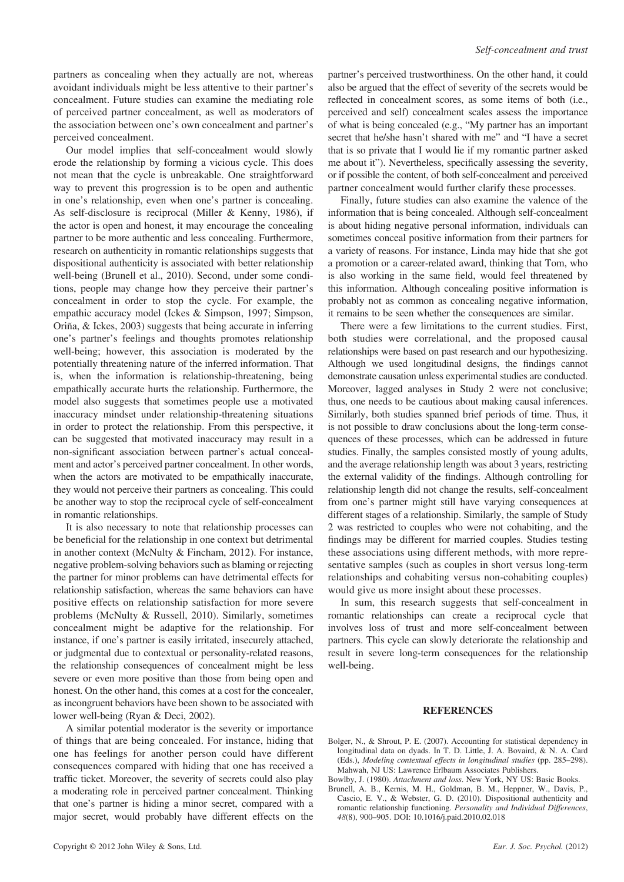partners as concealing when they actually are not, whereas avoidant individuals might be less attentive to their partner's concealment. Future studies can examine the mediating role of perceived partner concealment, as well as moderators of the association between one's own concealment and partner's perceived concealment.

Our model implies that self-concealment would slowly erode the relationship by forming a vicious cycle. This does not mean that the cycle is unbreakable. One straightforward way to prevent this progression is to be open and authentic in one's relationship, even when one's partner is concealing. As self-disclosure is reciprocal (Miller & Kenny, 1986), if the actor is open and honest, it may encourage the concealing partner to be more authentic and less concealing. Furthermore, research on authenticity in romantic relationships suggests that dispositional authenticity is associated with better relationship well-being (Brunell et al., 2010). Second, under some conditions, people may change how they perceive their partner's concealment in order to stop the cycle. For example, the empathic accuracy model (Ickes & Simpson, 1997; Simpson, Oriña, & Ickes, 2003) suggests that being accurate in inferring one's partner's feelings and thoughts promotes relationship well-being; however, this association is moderated by the potentially threatening nature of the inferred information. That is, when the information is relationship-threatening, being empathically accurate hurts the relationship. Furthermore, the model also suggests that sometimes people use a motivated inaccuracy mindset under relationship-threatening situations in order to protect the relationship. From this perspective, it can be suggested that motivated inaccuracy may result in a non-significant association between partner's actual concealment and actor's perceived partner concealment. In other words, when the actors are motivated to be empathically inaccurate, they would not perceive their partners as concealing. This could be another way to stop the reciprocal cycle of self-concealment in romantic relationships.

It is also necessary to note that relationship processes can be beneficial for the relationship in one context but detrimental in another context (McNulty & Fincham, 2012). For instance, negative problem-solving behaviors such as blaming or rejecting the partner for minor problems can have detrimental effects for relationship satisfaction, whereas the same behaviors can have positive effects on relationship satisfaction for more severe problems (McNulty & Russell, 2010). Similarly, sometimes concealment might be adaptive for the relationship. For instance, if one's partner is easily irritated, insecurely attached, or judgmental due to contextual or personality-related reasons, the relationship consequences of concealment might be less severe or even more positive than those from being open and honest. On the other hand, this comes at a cost for the concealer, as incongruent behaviors have been shown to be associated with lower well-being (Ryan & Deci, 2002).

A similar potential moderator is the severity or importance of things that are being concealed. For instance, hiding that one has feelings for another person could have different consequences compared with hiding that one has received a traffic ticket. Moreover, the severity of secrets could also play a moderating role in perceived partner concealment. Thinking that one's partner is hiding a minor secret, compared with a major secret, would probably have different effects on the partner's perceived trustworthiness. On the other hand, it could also be argued that the effect of severity of the secrets would be reflected in concealment scores, as some items of both (i.e., perceived and self) concealment scales assess the importance of what is being concealed (e.g., "My partner has an important secret that he/she hasn't shared with me" and "I have a secret that is so private that I would lie if my romantic partner asked me about it"). Nevertheless, specifically assessing the severity, or if possible the content, of both self-concealment and perceived partner concealment would further clarify these processes.

Finally, future studies can also examine the valence of the information that is being concealed. Although self-concealment is about hiding negative personal information, individuals can sometimes conceal positive information from their partners for a variety of reasons. For instance, Linda may hide that she got a promotion or a career-related award, thinking that Tom, who is also working in the same field, would feel threatened by this information. Although concealing positive information is probably not as common as concealing negative information, it remains to be seen whether the consequences are similar.

There were a few limitations to the current studies. First, both studies were correlational, and the proposed causal relationships were based on past research and our hypothesizing. Although we used longitudinal designs, the findings cannot demonstrate causation unless experimental studies are conducted. Moreover, lagged analyses in Study 2 were not conclusive; thus, one needs to be cautious about making causal inferences. Similarly, both studies spanned brief periods of time. Thus, it is not possible to draw conclusions about the long-term consequences of these processes, which can be addressed in future studies. Finally, the samples consisted mostly of young adults, and the average relationship length was about 3 years, restricting the external validity of the findings. Although controlling for relationship length did not change the results, self-concealment from one's partner might still have varying consequences at different stages of a relationship. Similarly, the sample of Study 2 was restricted to couples who were not cohabiting, and the findings may be different for married couples. Studies testing these associations using different methods, with more representative samples (such as couples in short versus long-term relationships and cohabiting versus non-cohabiting couples) would give us more insight about these processes.

In sum, this research suggests that self-concealment in romantic relationships can create a reciprocal cycle that involves loss of trust and more self-concealment between partners. This cycle can slowly deteriorate the relationship and result in severe long-term consequences for the relationship well-being.

## REFERENCES

Bolger, N., & Shrout, P. E. (2007). Accounting for statistical dependency in longitudinal data on dyads. In T. D. Little, J. A. Bovaird, & N. A. Card (Eds.), *Modeling contextual effects in longitudinal studies* (pp. 285–298). Mahwah, NJ US: Lawrence Erlbaum Associates Publishers.

Bowlby, J. (1980). *Attachment and loss*. New York, NY US: Basic Books.

Brunell, A. B., Kernis, M. H., Goldman, B. M., Heppner, W., Davis, P., Cascio, E. V., & Webster, G. D. (2010). Dispositional authenticity and romantic relationship functioning. *Personality and Individual Differences*, *48*(8), 900–905. DOI: 10.1016/j.paid.2010.02.018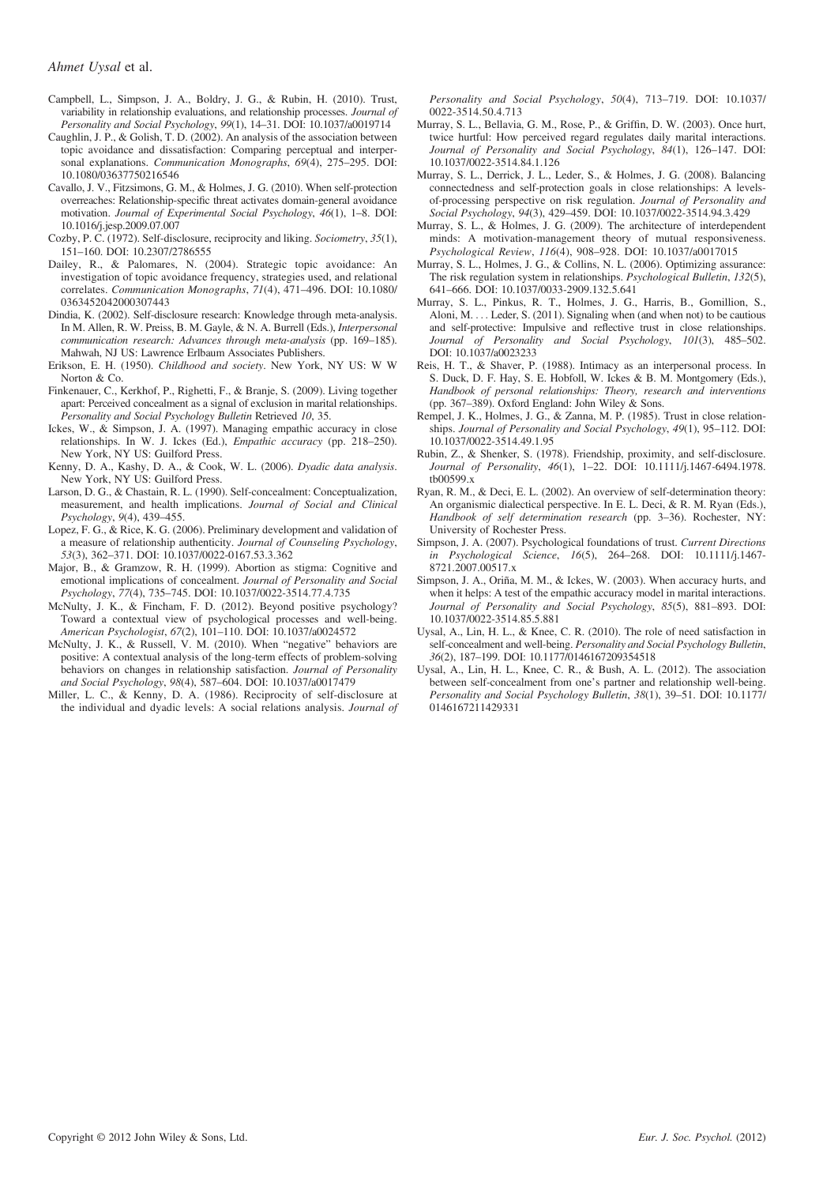Campbell, L., Simpson, J. A., Boldry, J. G., & Rubin, H. (2010). Trust, variability in relationship evaluations, and relationship processes. *Journal of Personality and Social Psychology*, *99*(1), 14–31. DOI: 10.1037/a0019714

Caughlin, J. P., & Golish, T. D. (2002). An analysis of the association between topic avoidance and dissatisfaction: Comparing perceptual and interpersonal explanations. *Communication Monographs*, *69*(4), 275–295. DOI: 10.1080/03637750216546

Cavallo, J. V., Fitzsimons, G. M., & Holmes, J. G. (2010). When self-protection overreaches: Relationship-specific threat activates domain-general avoidance motivation. *Journal of Experimental Social Psychology*, *46*(1), 1–8. DOI: 10.1016/j.jesp.2009.07.007

Cozby, P. C. (1972). Self-disclosure, reciprocity and liking. *Sociometry*, *35*(1), 151–160. DOI: 10.2307/2786555

Dailey, R., & Palomares, N. (2004). Strategic topic avoidance: An investigation of topic avoidance frequency, strategies used, and relational correlates. *Communication Monographs*, *71*(4), 471–496. DOI: 10.1080/0363452042000307443

Dindia, K. (2002). Self-disclosure research: Knowledge through meta-analysis. In M. Allen, R. W. Preiss, B. M. Gayle, & N. A. Burrell (Eds.), *Interpersonal communication research: Advances through meta-analysis* (pp. 169–185). Mahwah, NJ US: Lawrence Erlbaum Associates Publishers.

Erikson, E. H. (1950). *Childhood and society*. New York, NY US: W W Norton & Co.

Finkenauer, C., Kerkhof, P., Righetti, F., & Branje, S. (2009). Living together apart: Perceived concealment as a signal of exclusion in marital relationships. *Personality and Social Psychology Bulletin* Retrieved *10*, 35.

Ickes, W., & Simpson, J. A. (1997). Managing empathic accuracy in close relationships. In W. J. Ickes (Ed.), *Empathic accuracy* (pp. 218–250). New York, NY US: Guilford Press.

Kenny, D. A., Kashy, D. A., & Cook, W. L. (2006). *Dyadic data analysis*. New York, NY US: Guilford Press.

Larson, D. G., & Chastain, R. L. (1990). Self-concealment: Conceptualization, measurement, and health implications. *Journal of Social and Clinical Psychology*, *9*(4), 439–455.

Lopez, F. G., & Rice, K. G. (2006). Preliminary development and validation of a measure of relationship authenticity. *Journal of Counseling Psychology*, *53*(3), 362–371. DOI: 10.1037/0022-0167.53.3.362

Major, B., & Gramzow, R. H. (1999). Abortion as stigma: Cognitive and emotional implications of concealment. *Journal of Personality and Social Psychology*, *77*(4), 735–745. DOI: 10.1037/0022-3514.77.4.735

McNulty, J. K., & Fincham, F. D. (2012). Beyond positive psychology? Toward a contextual view of psychological processes and well-being. *American Psychologist*, *67*(2), 101–110. DOI: 10.1037/a0024572

McNulty, J. K., & Russell, V. M. (2010). When "negative" behaviors are positive: A contextual analysis of the long-term effects of problem-solving behaviors on changes in relationship satisfaction. *Journal of Personality and Social Psychology*, *98*(4), 587–604. DOI: 10.1037/a0017479

Miller, L. C., & Kenny, D. A. (1986). Reciprocity of self-disclosure at the individual and dyadic levels: A social relations analysis. *Journal of Personality and Social Psychology*, *50*(4), 713–719. DOI: 10.1037/0022-3514.50.4.713

Murray, S. L., Bellavia, G. M., Rose, P., & Griffin, D. W. (2003). Once hurt, twice hurtful: How perceived regard regulates daily marital interactions. *Journal of Personality and Social Psychology*, *84*(1), 126–147. DOI: 10.1037/0022-3514.84.1.126

Murray, S. L., Derrick, J. L., Leder, S., & Holmes, J. G. (2008). Balancing connectedness and self-protection goals in close relationships: A levels-of-processing perspective on risk regulation. *Journal of Personality and Social Psychology*, *94*(3), 429–459. DOI: 10.1037/0022-3514.94.3.429

Murray, S. L., & Holmes, J. G. (2009). The architecture of interdependent minds: A motivation-management theory of mutual responsiveness. *Psychological Review*, *116*(4), 908–928. DOI: 10.1037/a0017015

Murray, S. L., Holmes, J. G., & Collins, N. L. (2006). Optimizing assurance: The risk regulation system in relationships. *Psychological Bulletin*, *132*(5), 641–666. DOI: 10.1037/0033-2909.132.5.641

Murray, S. L., Pinkus, R. T., Holmes, J. G., Harris, B., Gomillion, S., Aloni, M. . . . Leder, S. (2011). Signaling when (and when not) to be cautious and self-protective: Impulsive and reflective trust in close relationships. *Journal of Personality and Social Psychology*, *101*(3), 485–502. DOI: 10.1037/a0023233

Reis, H. T., & Shaver, P. (1988). Intimacy as an interpersonal process. In S. Duck, D. F. Hay, S. E. Hobfoll, W. Ickes & B. M. Montgomery (Eds.), *Handbook of personal relationships: Theory, research and interventions* (pp. 367–389). Oxford England: John Wiley & Sons.

Rempel, J. K., Holmes, J. G., & Zanna, M. P. (1985). Trust in close relationships. *Journal of Personality and Social Psychology*, *49*(1), 95–112. DOI: 10.1037/0022-3514.49.1.95

Rubin, Z., & Shenker, S. (1978). Friendship, proximity, and self-disclosure. *Journal of Personality*, *46*(1), 1–22. DOI: 10.1111/j.1467-6494.1978.tb00599.x

Ryan, R. M., & Deci, E. L. (2002). An overview of self-determination theory: An organismic dialectical perspective. In E. L. Deci, & R. M. Ryan (Eds.), *Handbook of self determination research* (pp. 3–36). Rochester, NY: University of Rochester Press.

Simpson, J. A. (2007). Psychological foundations of trust. *Current Directions in Psychological Science*, *16*(5), 264–268. DOI: 10.1111/j.1467-8721.2007.00517.x

Simpson, J. A., Oriña, M. M., & Ickes, W. (2003). When accuracy hurts, and when it helps: A test of the empathic accuracy model in marital interactions. *Journal of Personality and Social Psychology*, *85*(5), 881–893. DOI: 10.1037/0022-3514.85.5.881

Uysal, A., Lin, H. L., & Knee, C. R. (2010). The role of need satisfaction in self-concealment and well-being. *Personality and Social Psychology Bulletin*, *36*(2), 187–199. DOI: 10.1177/0146167209354518

Uysal, A., Lin, H. L., Knee, C. R., & Bush, A. L. (2012). The association between self-concealment from one's partner and relationship well-being. *Personality and Social Psychology Bulletin*, *38*(1), 39–51. DOI: 10.1177/0146167211429331

Copyright © 2012 John Wiley & Sons, Ltd.